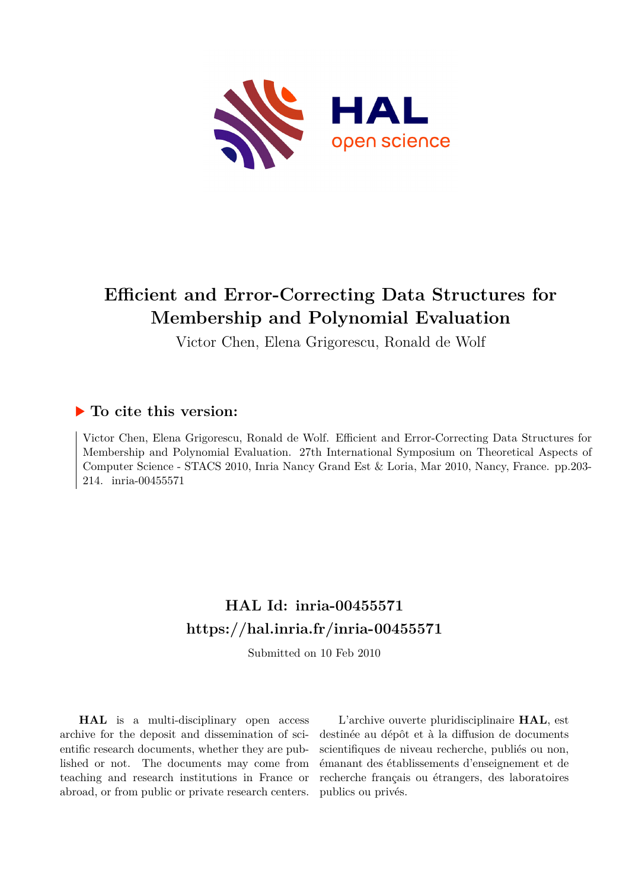# Efficient and Error-Correcting Data Structures for Membership and Polynomial Evaluation

Victor Chen, Elena Grigorescu, Ronald de Wolf

## ▶ To cite this version:

Victor Chen, Elena Grigorescu, Ronald de Wolf. Efficient and Error-Correcting Data Structures for Membership and Polynomial Evaluation. 27th International Symposium on Theoretical Aspects of Computer Science - STACS 2010, Inria Nancy Grand Est & Loria, Mar 2010, Nancy, France. pp.203-214. inria-00455571

## HAL Id: inria-00455571

## https://hal.inria.fr/inria-00455571

Submitted on 10 Feb 2010

**HAL** is a multi-disciplinary open access archive for the deposit and dissemination of scientific research documents, whether they are published or not. The documents may come from teaching and research institutions in France or abroad, or from public or private research centers.

L'archive ouverte pluridisciplinaire **HAL**, est destinée au dépôt et à la diffusion de documents scientifiques de niveau recherche, publiés ou non, émanant des établissements d'enseignement et de recherche français ou étrangers, des laboratoires publics ou privés.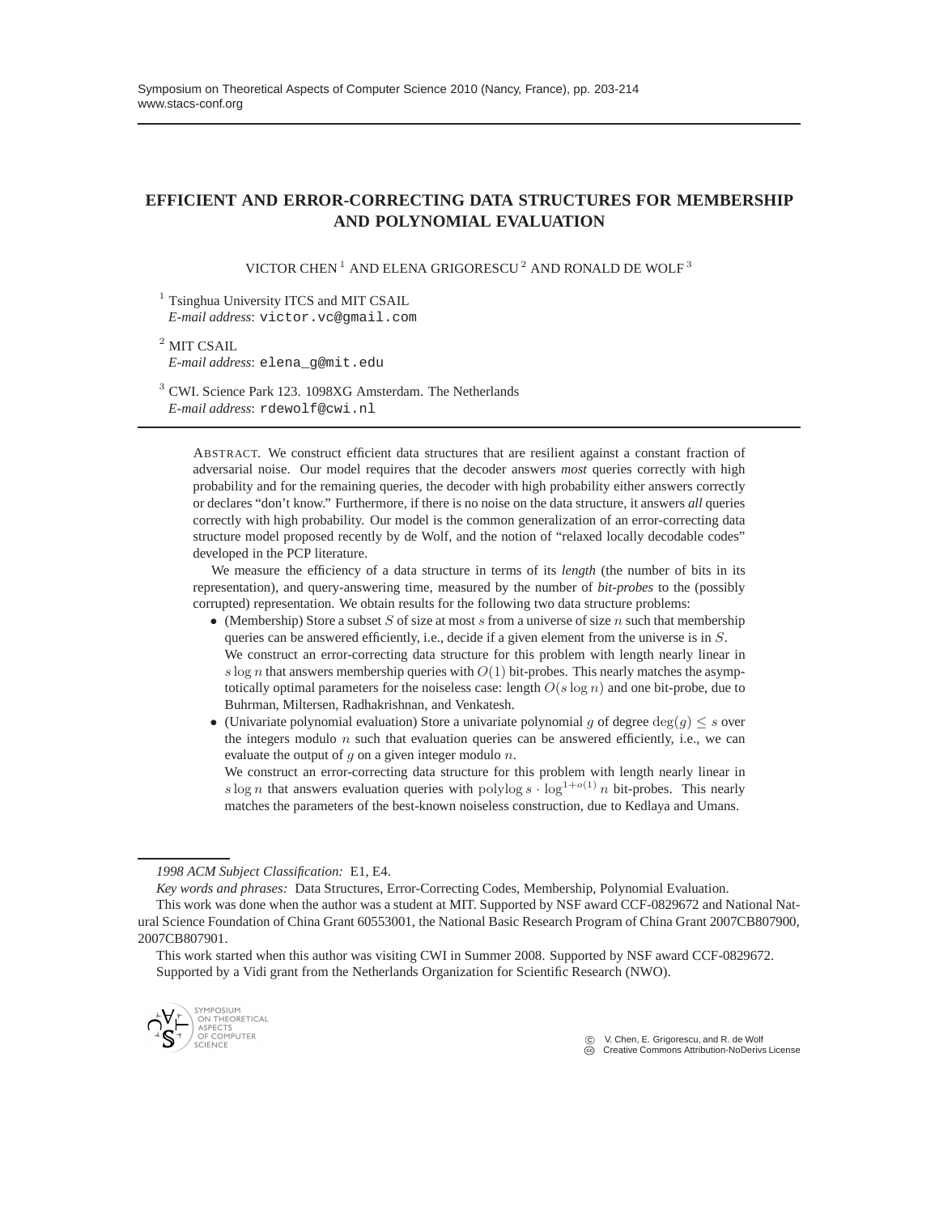# EFFICIENT AND ERROR-CORRECTING DATA STRUCTURES FOR MEMBERSHIP AND POLYNOMIAL EVALUATION

VICTOR CHEN [1] AND ELENA GRIGORESCU [2] AND RONALD DE WOLF [3]

[1] Tsinghua University ITCS and MIT CSAIL
*E-mail address*: victor.vc@gmail.com

[2] MIT CSAIL
*E-mail address*: elena_g@mit.edu

[3] CWI. Science Park 123. 1098XG Amsterdam. The Netherlands
*E-mail address*: rdewolf@cwi.nl

ABSTRACT. We construct efficient data structures that are resilient against a constant fraction of adversarial noise. Our model requires that the decoder answers *most* queries correctly with high probability and for the remaining queries, the decoder with high probability either answers correctly or declares "don't know." Furthermore, if there is no noise on the data structure, it answers *all* queries correctly with high probability. Our model is the common generalization of an error-correcting data structure model proposed recently by de Wolf, and the notion of "relaxed locally decodable codes" developed in the PCP literature.

We measure the efficiency of a data structure in terms of its *length* (the number of bits in its representation), and query-answering time, measured by the number of *bit-probes* to the (possibly corrupted) representation. We obtain results for the following two data structure problems:

- (Membership) Store a subset $S$ of size at most $s$ from a universe of size $n$ such that membership queries can be answered efficiently, i.e., decide if a given element from the universe is in $S$.
  We construct an error-correcting data structure for this problem with length nearly linear in $s \log n$ that answers membership queries with $O(1)$ bit-probes. This nearly matches the asymptotically optimal parameters for the noiseless case: length $O(s \log n)$ and one bit-probe, due to Buhrman, Miltersen, Radhakrishnan, and Venkatesh.
- (Univariate polynomial evaluation) Store a univariate polynomial $g$ of degree $\deg(g) \leq s$ over the integers modulo $n$ such that evaluation queries can be answered efficiently, i.e., we can evaluate the output of $g$ on a given integer modulo $n$.
  We construct an error-correcting data structure for this problem with length nearly linear in $s \log n$ that answers evaluation queries with $\text{polylog}\, s \cdot \log^{1+o(1)} n$ bit-probes. This nearly matches the parameters of the best-known noiseless construction, due to Kedlaya and Umans.

*1998 ACM Subject Classification:* E1, E4.

*Key words and phrases:* Data Structures, Error-Correcting Codes, Membership, Polynomial Evaluation.

This work was done when the author was a student at MIT. Supported by NSF award CCF-0829672 and National Natural Science Foundation of China Grant 60553001, the National Basic Research Program of China Grant 2007CB807900, 2007CB807901.

This work started when this author was visiting CWI in Summer 2008. Supported by NSF award CCF-0829672.

Supported by a Vidi grant from the Netherlands Organization for Scientific Research (NWO).

© V. Chen, E. Grigorescu, and R. de Wolf
Creative Commons Attribution-NoDerivs License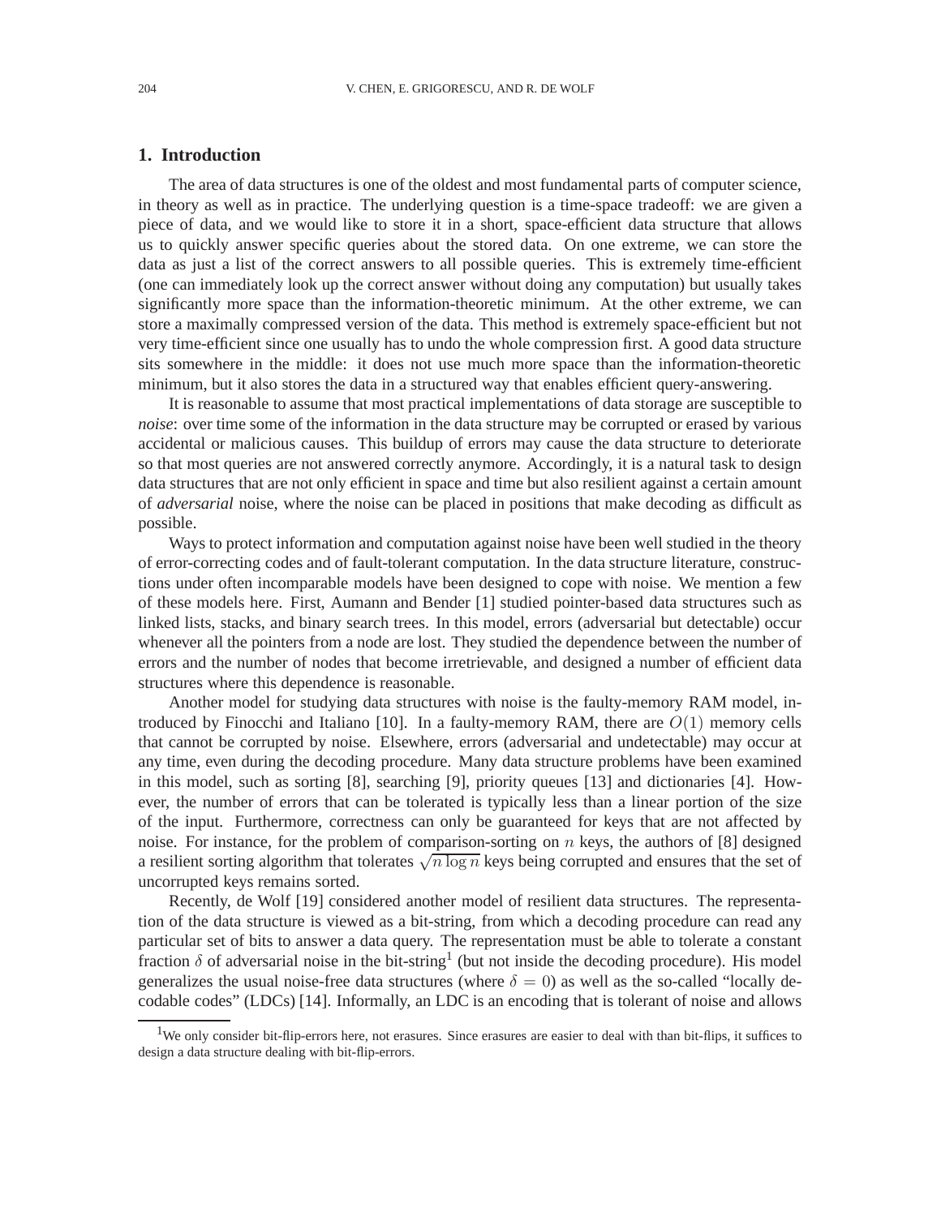## 1. Introduction

The area of data structures is one of the oldest and most fundamental parts of computer science, in theory as well as in practice. The underlying question is a time-space tradeoff: we are given a piece of data, and we would like to store it in a short, space-efficient data structure that allows us to quickly answer specific queries about the stored data. On one extreme, we can store the data as just a list of the correct answers to all possible queries. This is extremely time-efficient (one can immediately look up the correct answer without doing any computation) but usually takes significantly more space than the information-theoretic minimum. At the other extreme, we can store a maximally compressed version of the data. This method is extremely space-efficient but not very time-efficient since one usually has to undo the whole compression first. A good data structure sits somewhere in the middle: it does not use much more space than the information-theoretic minimum, but it also stores the data in a structured way that enables efficient query-answering.

It is reasonable to assume that most practical implementations of data storage are susceptible to *noise*: over time some of the information in the data structure may be corrupted or erased by various accidental or malicious causes. This buildup of errors may cause the data structure to deteriorate so that most queries are not answered correctly anymore. Accordingly, it is a natural task to design data structures that are not only efficient in space and time but also resilient against a certain amount of *adversarial* noise, where the noise can be placed in positions that make decoding as difficult as possible.

Ways to protect information and computation against noise have been well studied in the theory of error-correcting codes and of fault-tolerant computation. In the data structure literature, constructions under often incomparable models have been designed to cope with noise. We mention a few of these models here. First, Aumann and Bender [1] studied pointer-based data structures such as linked lists, stacks, and binary search trees. In this model, errors (adversarial but detectable) occur whenever all the pointers from a node are lost. They studied the dependence between the number of errors and the number of nodes that become irretrievable, and designed a number of efficient data structures where this dependence is reasonable.

Another model for studying data structures with noise is the faulty-memory RAM model, introduced by Finocchi and Italiano [10]. In a faulty-memory RAM, there are $O(1)$ memory cells that cannot be corrupted by noise. Elsewhere, errors (adversarial and undetectable) may occur at any time, even during the decoding procedure. Many data structure problems have been examined in this model, such as sorting [8], searching [9], priority queues [13] and dictionaries [4]. However, the number of errors that can be tolerated is typically less than a linear portion of the size of the input. Furthermore, correctness can only be guaranteed for keys that are not affected by noise. For instance, for the problem of comparison-sorting on $n$ keys, the authors of [8] designed a resilient sorting algorithm that tolerates $\sqrt{n \log n}$ keys being corrupted and ensures that the set of uncorrupted keys remains sorted.

Recently, de Wolf [19] considered another model of resilient data structures. The representation of the data structure is viewed as a bit-string, from which a decoding procedure can read any particular set of bits to answer a data query. The representation must be able to tolerate a constant fraction $\delta$ of adversarial noise in the bit-string[1] (but not inside the decoding procedure). His model generalizes the usual noise-free data structures (where $\delta = 0$) as well as the so-called "locally decodable codes" (LDCs) [14]. Informally, an LDC is an encoding that is tolerant of noise and allows

[1] We only consider bit-flip-errors here, not erasures. Since erasures are easier to deal with than bit-flips, it suffices to design a data structure dealing with bit-flip-errors.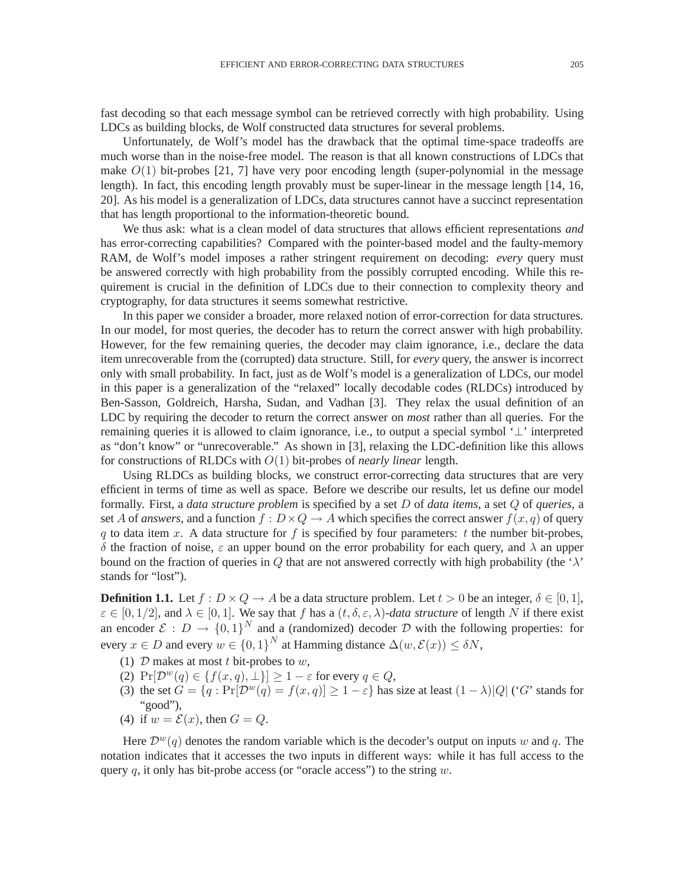fast decoding so that each message symbol can be retrieved correctly with high probability. Using LDCs as building blocks, de Wolf constructed data structures for several problems.

Unfortunately, de Wolf's model has the drawback that the optimal time-space tradeoffs are much worse than in the noise-free model. The reason is that all known constructions of LDCs that make $O(1)$ bit-probes [21, 7] have very poor encoding length (super-polynomial in the message length). In fact, this encoding length provably must be super-linear in the message length [14, 16, 20]. As his model is a generalization of LDCs, data structures cannot have a succinct representation that has length proportional to the information-theoretic bound.

We thus ask: what is a clean model of data structures that allows efficient representations *and* has error-correcting capabilities? Compared with the pointer-based model and the faulty-memory RAM, de Wolf's model imposes a rather stringent requirement on decoding: *every* query must be answered correctly with high probability from the possibly corrupted encoding. While this requirement is crucial in the definition of LDCs due to their connection to complexity theory and cryptography, for data structures it seems somewhat restrictive.

In this paper we consider a broader, more relaxed notion of error-correction for data structures. In our model, for most queries, the decoder has to return the correct answer with high probability. However, for the few remaining queries, the decoder may claim ignorance, i.e., declare the data item unrecoverable from the (corrupted) data structure. Still, for *every* query, the answer is incorrect only with small probability. In fact, just as de Wolf's model is a generalization of LDCs, our model in this paper is a generalization of the "relaxed" locally decodable codes (RLDCs) introduced by Ben-Sasson, Goldreich, Harsha, Sudan, and Vadhan [3]. They relax the usual definition of an LDC by requiring the decoder to return the correct answer on *most* rather than all queries. For the remaining queries it is allowed to claim ignorance, i.e., to output a special symbol '$\perp$' interpreted as "don't know" or "unrecoverable." As shown in [3], relaxing the LDC-definition like this allows for constructions of RLDCs with $O(1)$ bit-probes of *nearly linear* length.

Using RLDCs as building blocks, we construct error-correcting data structures that are very efficient in terms of time as well as space. Before we describe our results, let us define our model formally. First, a *data structure problem* is specified by a set $D$ of *data items*, a set $Q$ of *queries*, a set $A$ of *answers*, and a function $f : D \times Q \to A$ which specifies the correct answer $f(x, q)$ of query $q$ to data item $x$. A data structure for $f$ is specified by four parameters: $t$ the number bit-probes, $\delta$ the fraction of noise, $\varepsilon$ an upper bound on the error probability for each query, and $\lambda$ an upper bound on the fraction of queries in $Q$ that are not answered correctly with high probability (the '$\lambda$' stands for "lost").

**Definition 1.1.** Let $f : D \times Q \to A$ be a data structure problem. Let $t > 0$ be an integer, $\delta \in [0, 1]$, $\varepsilon \in [0, 1/2]$, and $\lambda \in [0, 1]$. We say that $f$ has a $(t, \delta, \varepsilon, \lambda)$-*data structure* of length $N$ if there exist an encoder $\mathcal{E} : D \to \{0, 1\}^N$ and a (randomized) decoder $\mathcal{D}$ with the following properties: for every $x \in D$ and every $w \in \{0, 1\}^N$ at Hamming distance $\Delta(w, \mathcal{E}(x)) \leq \delta N$,

1. $\mathcal{D}$ makes at most $t$ bit-probes to $w$,
2. $\Pr[\mathcal{D}^w(q) \in \{f(x, q), \perp\}] \geq 1 - \varepsilon$ for every $q \in Q$,
3. the set $G = \{q : \Pr[\mathcal{D}^w(q) = f(x, q)] \geq 1 - \varepsilon\}$ has size at least $(1 - \lambda)|Q|$ ('$G$' stands for "good"),
4. if $w = \mathcal{E}(x)$, then $G = Q$.

Here $\mathcal{D}^w(q)$ denotes the random variable which is the decoder's output on inputs $w$ and $q$. The notation indicates that it accesses the two inputs in different ways: while it has full access to the query $q$, it only has bit-probe access (or "oracle access") to the string $w$.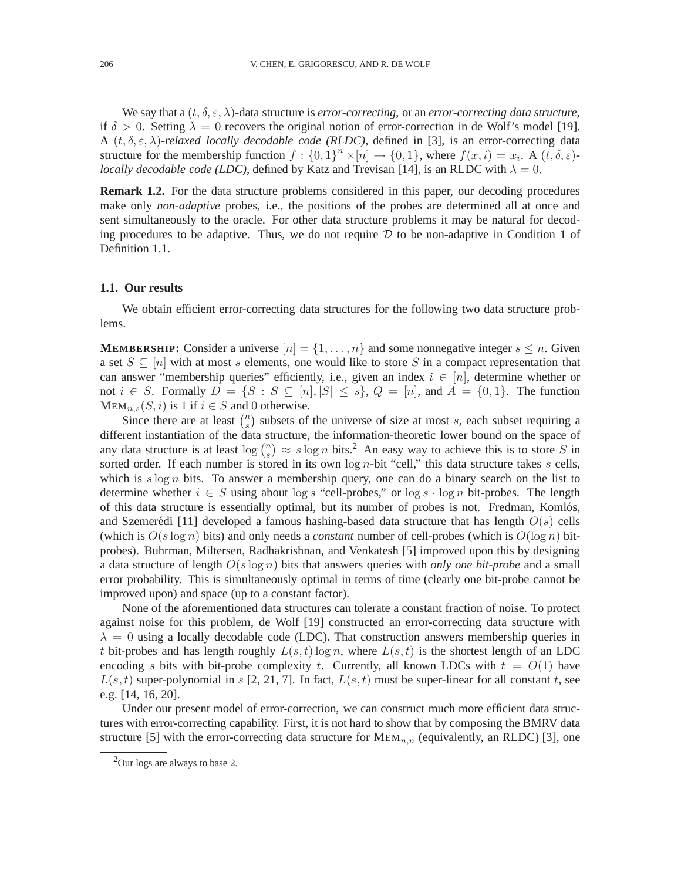We say that a $(t, \delta, \varepsilon, \lambda)$-data structure is *error-correcting*, or an *error-correcting data structure*, if $\delta > 0$. Setting $\lambda = 0$ recovers the original notion of error-correction in de Wolf's model [19]. A $(t, \delta, \varepsilon, \lambda)$*-relaxed locally decodable code (RLDC)*, defined in [3], is an error-correcting data structure for the membership function $f : \{0,1\}^n \times [n] \to \{0,1\}$, where $f(x,i) = x_i$. A $(t, \delta, \varepsilon)$*-locally decodable code (LDC)*, defined by Katz and Trevisan [14], is an RLDC with $\lambda = 0$.

**Remark 1.2.** For the data structure problems considered in this paper, our decoding procedures make only *non-adaptive* probes, i.e., the positions of the probes are determined all at once and sent simultaneously to the oracle. For other data structure problems it may be natural for decoding procedures to be adaptive. Thus, we do not require $\mathcal{D}$ to be non-adaptive in Condition 1 of Definition 1.1.

### 1.1. Our results

We obtain efficient error-correcting data structures for the following two data structure problems.

**MEMBERSHIP:** Consider a universe $[n] = \{1, \ldots, n\}$ and some nonnegative integer $s \leq n$. Given a set $S \subseteq [n]$ with at most $s$ elements, one would like to store $S$ in a compact representation that can answer "membership queries" efficiently, i.e., given an index $i \in [n]$, determine whether or not $i \in S$. Formally $D = \{S : S \subseteq [n], |S| \leq s\}$, $Q = [n]$, and $A = \{0,1\}$. The function $\text{MEM}_{n,s}(S, i)$ is 1 if $i \in S$ and 0 otherwise.

Since there are at least $\binom{n}{s}$ subsets of the universe of size at most $s$, each subset requiring a different instantiation of the data structure, the information-theoretic lower bound on the space of any data structure is at least $\log \binom{n}{s} \approx s \log n$ bits.[2] An easy way to achieve this is to store $S$ in sorted order. If each number is stored in its own $\log n$-bit "cell," this data structure takes $s$ cells, which is $s \log n$ bits. To answer a membership query, one can do a binary search on the list to determine whether $i \in S$ using about $\log s$ "cell-probes," or $\log s \cdot \log n$ bit-probes. The length of this data structure is essentially optimal, but its number of probes is not. Fredman, Komlós, and Szemerédi [11] developed a famous hashing-based data structure that has length $O(s)$ cells (which is $O(s \log n)$ bits) and only needs a *constant* number of cell-probes (which is $O(\log n)$ bit-probes). Buhrman, Miltersen, Radhakrishnan, and Venkatesh [5] improved upon this by designing a data structure of length $O(s \log n)$ bits that answers queries with *only one bit-probe* and a small error probability. This is simultaneously optimal in terms of time (clearly one bit-probe cannot be improved upon) and space (up to a constant factor).

None of the aforementioned data structures can tolerate a constant fraction of noise. To protect against noise for this problem, de Wolf [19] constructed an error-correcting data structure with $\lambda = 0$ using a locally decodable code (LDC). That construction answers membership queries in $t$ bit-probes and has length roughly $L(s,t) \log n$, where $L(s,t)$ is the shortest length of an LDC encoding $s$ bits with bit-probe complexity $t$. Currently, all known LDCs with $t = O(1)$ have $L(s,t)$ super-polynomial in $s$ [2, 21, 7]. In fact, $L(s,t)$ must be super-linear for all constant $t$, see e.g. [14, 16, 20].

Under our present model of error-correction, we can construct much more efficient data structures with error-correcting capability. First, it is not hard to show that by composing the BMRV data structure [5] with the error-correcting data structure for $\text{MEM}_{n,n}$ (equivalently, an RLDC) [3], one

[2] Our logs are always to base 2.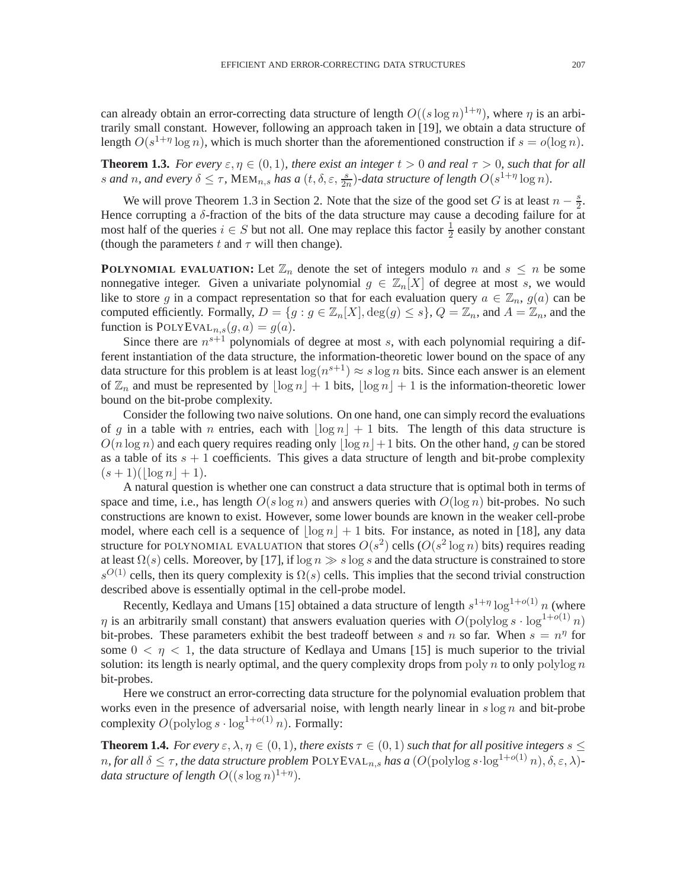can already obtain an error-correcting data structure of length $O((s \log n)^{1+\eta})$, where $\eta$ is an arbitrarily small constant. However, following an approach taken in [19], we obtain a data structure of length $O(s^{1+\eta} \log n)$, which is much shorter than the aforementioned construction if $s = o(\log n)$.

**Theorem 1.3.** *For every $\varepsilon, \eta \in (0,1)$, there exist an integer $t > 0$ and real $\tau > 0$, such that for all $s$ and $n$, and every $\delta \leq \tau$, $\text{MEM}_{n,s}$ has a $(t, \delta, \varepsilon, \frac{s}{2n})$-data structure of length $O(s^{1+\eta} \log n)$.*

We will prove Theorem 1.3 in Section 2. Note that the size of the good set $G$ is at least $n - \frac{s}{2}$. Hence corrupting a $\delta$-fraction of the bits of the data structure may cause a decoding failure for at most half of the queries $i \in S$ but not all. One may replace this factor $\frac{1}{2}$ easily by another constant (though the parameters $t$ and $\tau$ will then change).

**POLYNOMIAL EVALUATION:** Let $\mathbb{Z}_n$ denote the set of integers modulo $n$ and $s \leq n$ be some nonnegative integer. Given a univariate polynomial $g \in \mathbb{Z}_n[X]$ of degree at most $s$, we would like to store $g$ in a compact representation so that for each evaluation query $a \in \mathbb{Z}_n$, $g(a)$ can be computed efficiently. Formally, $D = \{g : g \in \mathbb{Z}_n[X], \deg(g) \leq s\}$, $Q = \mathbb{Z}_n$, and $A = \mathbb{Z}_n$, and the function is $\text{POLYEVAL}_{n,s}(g, a) = g(a)$.

Since there are $n^{s+1}$ polynomials of degree at most $s$, with each polynomial requiring a different instantiation of the data structure, the information-theoretic lower bound on the space of any data structure for this problem is at least $\log(n^{s+1}) \approx s \log n$ bits. Since each answer is an element of $\mathbb{Z}_n$ and must be represented by $\lfloor \log n \rfloor + 1$ bits, $\lfloor \log n \rfloor + 1$ is the information-theoretic lower bound on the bit-probe complexity.

Consider the following two naive solutions. On one hand, one can simply record the evaluations of $g$ in a table with $n$ entries, each with $\lfloor \log n \rfloor + 1$ bits. The length of this data structure is $O(n \log n)$ and each query requires reading only $\lfloor \log n \rfloor + 1$ bits. On the other hand, $g$ can be stored as a table of its $s + 1$ coefficients. This gives a data structure of length and bit-probe complexity $(s + 1)(\lfloor \log n \rfloor + 1)$.

A natural question is whether one can construct a data structure that is optimal both in terms of space and time, i.e., has length $O(s \log n)$ and answers queries with $O(\log n)$ bit-probes. No such constructions are known to exist. However, some lower bounds are known in the weaker cell-probe model, where each cell is a sequence of $\lfloor \log n \rfloor + 1$ bits. For instance, as noted in [18], any data structure for POLYNOMIAL EVALUATION that stores $O(s^2)$ cells ($O(s^2 \log n)$ bits) requires reading at least $\Omega(s)$ cells. Moreover, by [17], if $\log n \gg s \log s$ and the data structure is constrained to store $s^{O(1)}$ cells, then its query complexity is $\Omega(s)$ cells. This implies that the second trivial construction described above is essentially optimal in the cell-probe model.

Recently, Kedlaya and Umans [15] obtained a data structure of length $s^{1+\eta} \log^{1+o(1)} n$ (where $\eta$ is an arbitrarily small constant) that answers evaluation queries with $O(\text{polylog}\, s \cdot \log^{1+o(1)} n)$ bit-probes. These parameters exhibit the best tradeoff between $s$ and $n$ so far. When $s = n^\eta$ for some $0 < \eta < 1$, the data structure of Kedlaya and Umans [15] is much superior to the trivial solution: its length is nearly optimal, and the query complexity drops from $\text{poly}\, n$ to only $\text{polylog}\, n$ bit-probes.

Here we construct an error-correcting data structure for the polynomial evaluation problem that works even in the presence of adversarial noise, with length nearly linear in $s \log n$ and bit-probe complexity $O(\text{polylog}\, s \cdot \log^{1+o(1)} n)$. Formally:

**Theorem 1.4.** *For every $\varepsilon, \lambda, \eta \in (0,1)$, there exists $\tau \in (0,1)$ such that for all positive integers $s \leq n$, for all $\delta \leq \tau$, the data structure problem $\text{POLYEVAL}_{n,s}$ has a $(O(\text{polylog}\, s \cdot \log^{1+o(1)} n), \delta, \varepsilon, \lambda)$-data structure of length $O((s \log n)^{1+\eta})$.*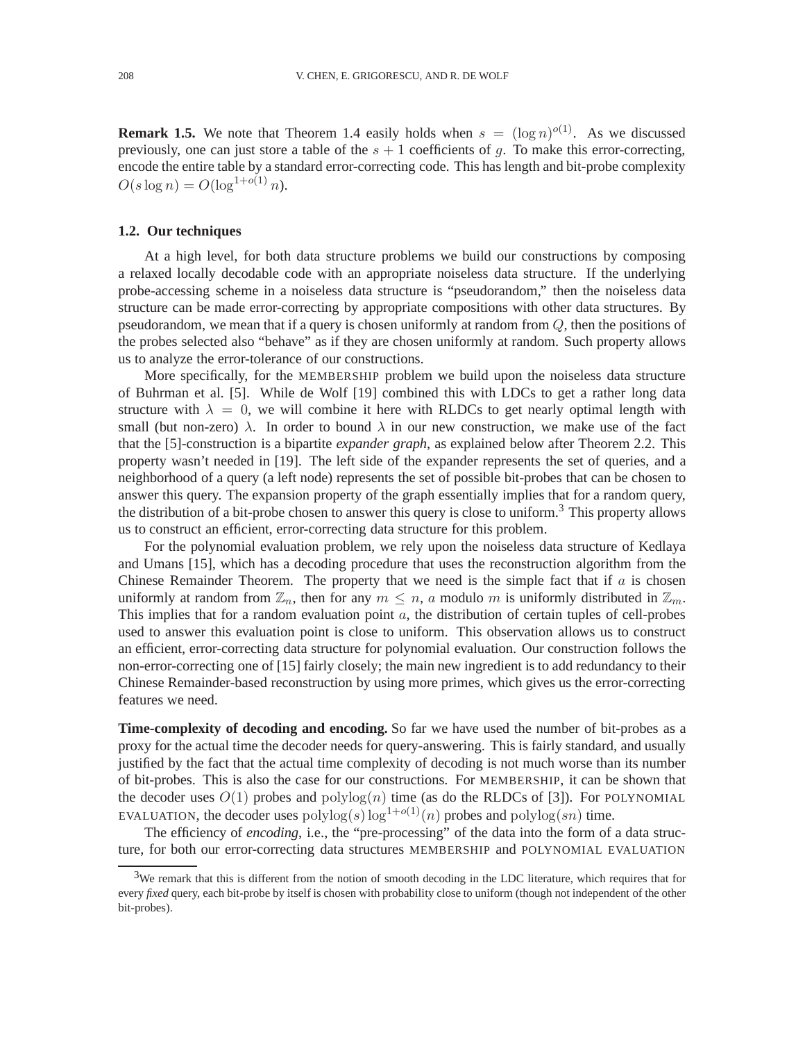**Remark 1.5.** We note that Theorem 1.4 easily holds when $s = (\log n)^{o(1)}$. As we discussed previously, one can just store a table of the $s+1$ coefficients of $g$. To make this error-correcting, encode the entire table by a standard error-correcting code. This has length and bit-probe complexity $O(s \log n) = O(\log^{1+o(1)} n)$.

### 1.2. Our techniques

At a high level, for both data structure problems we build our constructions by composing a relaxed locally decodable code with an appropriate noiseless data structure. If the underlying probe-accessing scheme in a noiseless data structure is "pseudorandom," then the noiseless data structure can be made error-correcting by appropriate compositions with other data structures. By pseudorandom, we mean that if a query is chosen uniformly at random from $Q$, then the positions of the probes selected also "behave" as if they are chosen uniformly at random. Such property allows us to analyze the error-tolerance of our constructions.

More specifically, for the MEMBERSHIP problem we build upon the noiseless data structure of Buhrman et al. [5]. While de Wolf [19] combined this with LDCs to get a rather long data structure with $\lambda = 0$, we will combine it here with RLDCs to get nearly optimal length with small (but non-zero) $\lambda$. In order to bound $\lambda$ in our new construction, we make use of the fact that the [5]-construction is a bipartite *expander graph*, as explained below after Theorem 2.2. This property wasn't needed in [19]. The left side of the expander represents the set of queries, and a neighborhood of a query (a left node) represents the set of possible bit-probes that can be chosen to answer this query. The expansion property of the graph essentially implies that for a random query, the distribution of a bit-probe chosen to answer this query is close to uniform.[3] This property allows us to construct an efficient, error-correcting data structure for this problem.

For the polynomial evaluation problem, we rely upon the noiseless data structure of Kedlaya and Umans [15], which has a decoding procedure that uses the reconstruction algorithm from the Chinese Remainder Theorem. The property that we need is the simple fact that if $a$ is chosen uniformly at random from $\mathbb{Z}_n$, then for any $m \leq n$, $a$ modulo $m$ is uniformly distributed in $\mathbb{Z}_m$. This implies that for a random evaluation point $a$, the distribution of certain tuples of cell-probes used to answer this evaluation point is close to uniform. This observation allows us to construct an efficient, error-correcting data structure for polynomial evaluation. Our construction follows the non-error-correcting one of [15] fairly closely; the main new ingredient is to add redundancy to their Chinese Remainder-based reconstruction by using more primes, which gives us the error-correcting features we need.

**Time-complexity of decoding and encoding.** So far we have used the number of bit-probes as a proxy for the actual time the decoder needs for query-answering. This is fairly standard, and usually justified by the fact that the actual time complexity of decoding is not much worse than its number of bit-probes. This is also the case for our constructions. For MEMBERSHIP, it can be shown that the decoder uses $O(1)$ probes and $\mathrm{polylog}(n)$ time (as do the RLDCs of [3]). For POLYNOMIAL EVALUATION, the decoder uses $\mathrm{polylog}(s) \log^{1+o(1)}(n)$ probes and $\mathrm{polylog}(sn)$ time.

The efficiency of *encoding*, i.e., the "pre-processing" of the data into the form of a data structure, for both our error-correcting data structures MEMBERSHIP and POLYNOMIAL EVALUATION

[3] We remark that this is different from the notion of smooth decoding in the LDC literature, which requires that for every *fixed* query, each bit-probe by itself is chosen with probability close to uniform (though not independent of the other bit-probes).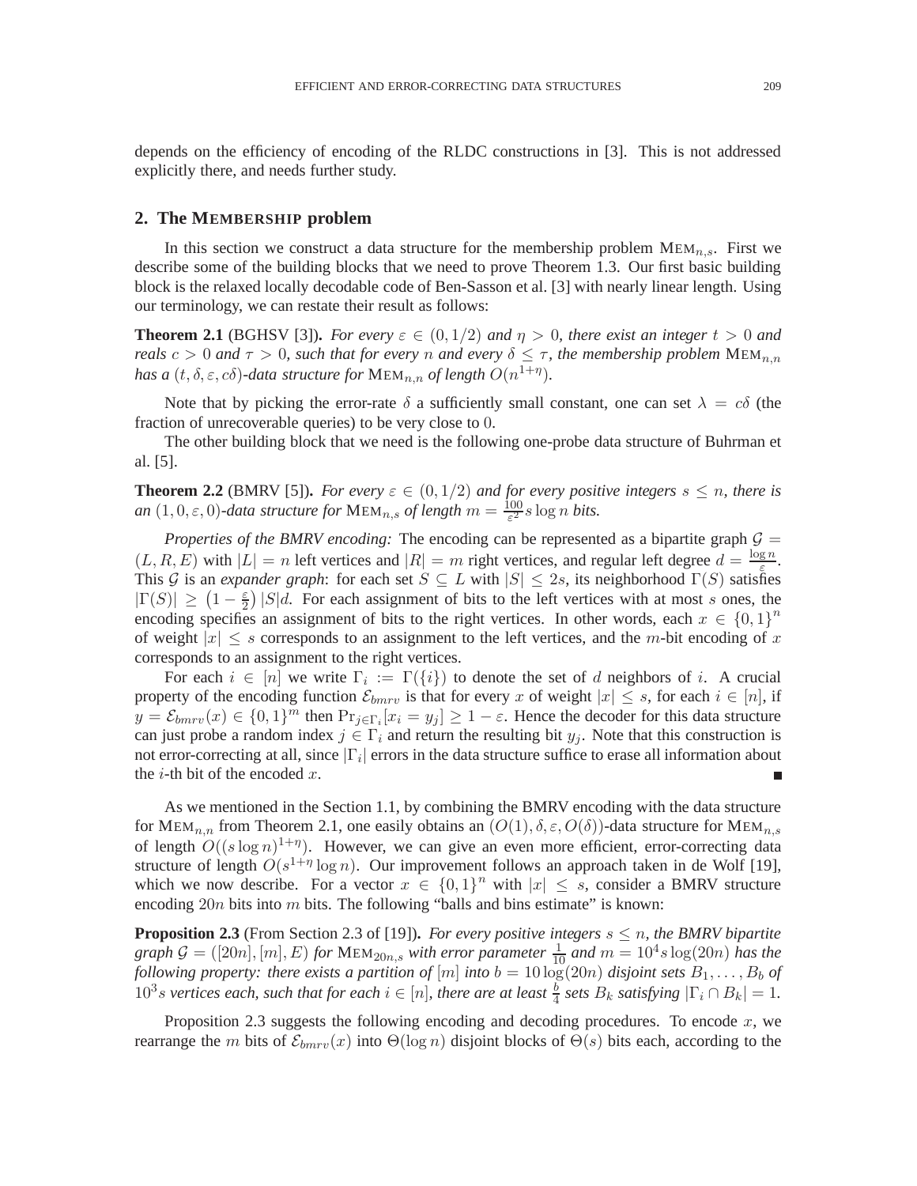depends on the efficiency of encoding of the RLDC constructions in [3]. This is not addressed explicitly there, and needs further study.

## 2. The MEMBERSHIP problem

In this section we construct a data structure for the membership problem $\text{MEM}_{n,s}$. First we describe some of the building blocks that we need to prove Theorem 1.3. Our first basic building block is the relaxed locally decodable code of Ben-Sasson et al. [3] with nearly linear length. Using our terminology, we can restate their result as follows:

**Theorem 2.1** (BGHSV [3])**.** *For every $\varepsilon \in (0, 1/2)$ and $\eta > 0$, there exist an integer $t > 0$ and reals $c > 0$ and $\tau > 0$, such that for every $n$ and every $\delta \leq \tau$, the membership problem $\text{MEM}_{n,n}$ has a $(t, \delta, \varepsilon, c\delta)$-data structure for $\text{MEM}_{n,n}$ of length $O(n^{1+\eta})$.*

Note that by picking the error-rate $\delta$ a sufficiently small constant, one can set $\lambda = c\delta$ (the fraction of unrecoverable queries) to be very close to 0.

The other building block that we need is the following one-probe data structure of Buhrman et al. [5].

**Theorem 2.2** (BMRV [5])**.** *For every $\varepsilon \in (0, 1/2)$ and for every positive integers $s \leq n$, there is an $(1, 0, \varepsilon, 0)$-data structure for $\text{MEM}_{n,s}$ of length $m = \frac{100}{\varepsilon^2} s \log n$ bits.*

*Properties of the BMRV encoding:* The encoding can be represented as a bipartite graph $\mathcal{G} = (L, R, E)$ with $|L| = n$ left vertices and $|R| = m$ right vertices, and regular left degree $d = \frac{\log n}{\varepsilon}$. This $\mathcal{G}$ is an *expander graph*: for each set $S \subseteq L$ with $|S| \leq 2s$, its neighborhood $\Gamma(S)$ satisfies $|\Gamma(S)| \geq \left(1 - \frac{\varepsilon}{2}\right)|S|d$. For each assignment of bits to the left vertices with at most $s$ ones, the encoding specifies an assignment of bits to the right vertices. In other words, each $x \in \{0, 1\}^n$ of weight $|x| \leq s$ corresponds to an assignment to the left vertices, and the $m$-bit encoding of $x$ corresponds to an assignment to the right vertices.

For each $i \in [n]$ we write $\Gamma_i := \Gamma(\{i\})$ to denote the set of $d$ neighbors of $i$. A crucial property of the encoding function $\mathcal{E}_{bmrv}$ is that for every $x$ of weight $|x| \leq s$, for each $i \in [n]$, if $y = \mathcal{E}_{bmrv}(x) \in \{0, 1\}^m$ then $\Pr_{j \in \Gamma_i}[x_i = y_j] \geq 1 - \varepsilon$. Hence the decoder for this data structure can just probe a random index $j \in \Gamma_i$ and return the resulting bit $y_j$. Note that this construction is not error-correcting at all, since $|\Gamma_i|$ errors in the data structure suffice to erase all information about the $i$-th bit of the encoded $x$. ∎

As we mentioned in the Section 1.1, by combining the BMRV encoding with the data structure for $\text{MEM}_{n,n}$ from Theorem 2.1, one easily obtains an $(O(1), \delta, \varepsilon, O(\delta))$-data structure for $\text{MEM}_{n,s}$ of length $O((s \log n)^{1+\eta})$. However, we can give an even more efficient, error-correcting data structure of length $O(s^{1+\eta} \log n)$. Our improvement follows an approach taken in de Wolf [19], which we now describe. For a vector $x \in \{0, 1\}^n$ with $|x| \leq s$, consider a BMRV structure encoding $20n$ bits into $m$ bits. The following "balls and bins estimate" is known:

**Proposition 2.3** (From Section 2.3 of [19])**.** *For every positive integers $s \leq n$, the BMRV bipartite graph $\mathcal{G} = ([20n], [m], E)$ for $\text{MEM}_{20n,s}$ with error parameter $\frac{1}{10}$ and $m = 10^4 s \log(20n)$ has the following property: there exists a partition of $[m]$ into $b = 10 \log(20n)$ disjoint sets $B_1, \ldots, B_b$ of $10^3 s$ vertices each, such that for each $i \in [n]$, there are at least $\frac{b}{4}$ sets $B_k$ satisfying $|\Gamma_i \cap B_k| = 1$.*

Proposition 2.3 suggests the following encoding and decoding procedures. To encode $x$, we rearrange the $m$ bits of $\mathcal{E}_{bmrv}(x)$ into $\Theta(\log n)$ disjoint blocks of $\Theta(s)$ bits each, according to the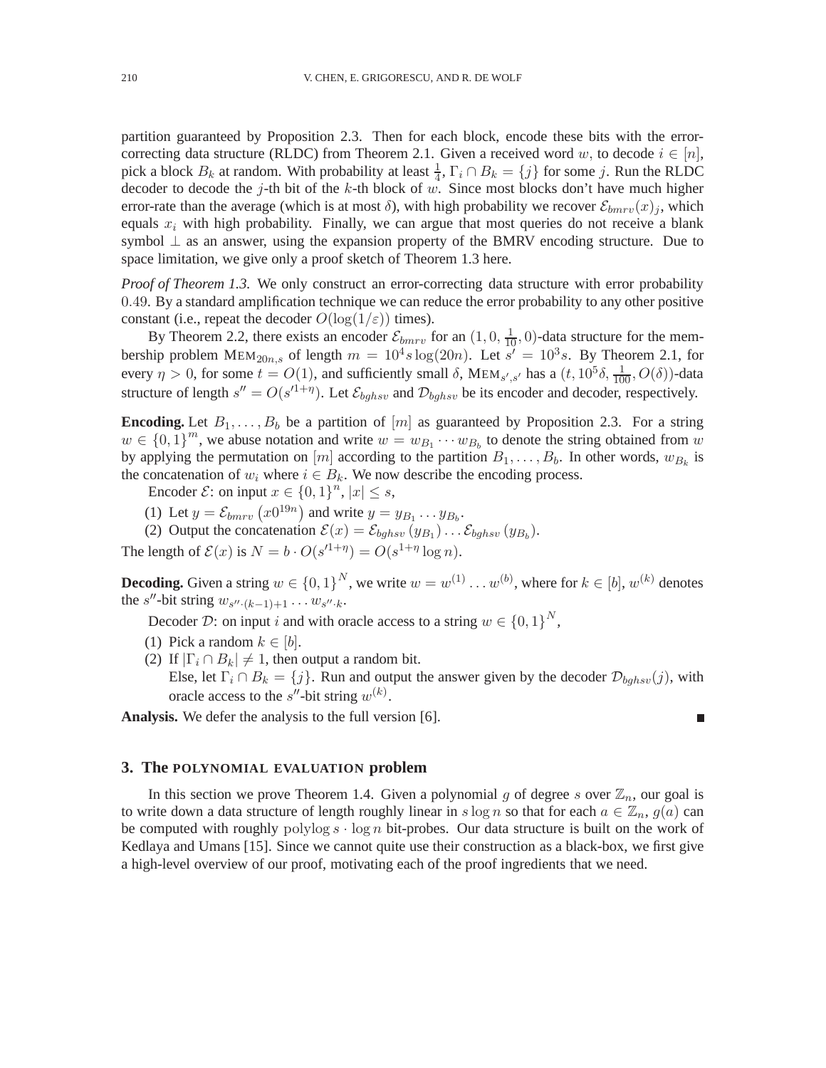partition guaranteed by Proposition 2.3. Then for each block, encode these bits with the error-correcting data structure (RLDC) from Theorem 2.1. Given a received word $w$, to decode $i \in [n]$, pick a block $B_k$ at random. With probability at least $\frac{1}{4}$, $\Gamma_i \cap B_k = \{j\}$ for some $j$. Run the RLDC decoder to decode the $j$-th bit of the $k$-th block of $w$. Since most blocks don't have much higher error-rate than the average (which is at most $\delta$), with high probability we recover $\mathcal{E}_{bmrv}(x)_j$, which equals $x_i$ with high probability. Finally, we can argue that most queries do not receive a blank symbol $\perp$ as an answer, using the expansion property of the BMRV encoding structure. Due to space limitation, we give only a proof sketch of Theorem 1.3 here.

*Proof of Theorem 1.3.* We only construct an error-correcting data structure with error probability $0.49$. By a standard amplification technique we can reduce the error probability to any other positive constant (i.e., repeat the decoder $O(\log(1/\varepsilon))$ times).

By Theorem 2.2, there exists an encoder $\mathcal{E}_{bmrv}$ for an $(1, 0, \frac{1}{10}, 0)$-data structure for the membership problem $\text{MEM}_{20n,s}$ of length $m = 10^4 s \log(20n)$. Let $s' = 10^3 s$. By Theorem 2.1, for every $\eta > 0$, for some $t = O(1)$, and sufficiently small $\delta$, $\text{MEM}_{s',s'}$ has a $(t, 10^5\delta, \frac{1}{100}, O(\delta))$-data structure of length $s'' = O(s'^{1+\eta})$. Let $\mathcal{E}_{bghsv}$ and $\mathcal{D}_{bghsv}$ be its encoder and decoder, respectively.

**Encoding.** Let $B_1, \dots, B_b$ be a partition of $[m]$ as guaranteed by Proposition 2.3. For a string $w \in \{0,1\}^m$, we abuse notation and write $w = w_{B_1} \cdots w_{B_b}$ to denote the string obtained from $w$ by applying the permutation on $[m]$ according to the partition $B_1, \dots, B_b$. In other words, $w_{B_k}$ is the concatenation of $w_i$ where $i \in B_k$. We now describe the encoding process.

Encoder $\mathcal{E}$: on input $x \in \{0,1\}^n$, $|x| \le s$,

(1) Let $y = \mathcal{E}_{bmrv}\left(x 0^{19n}\right)$ and write $y = y_{B_1} \dots y_{B_b}$.

(2) Output the concatenation $\mathcal{E}(x) = \mathcal{E}_{bghsv}\left(y_{B_1}\right) \dots \mathcal{E}_{bghsv}\left(y_{B_b}\right)$.

The length of $\mathcal{E}(x)$ is $N = b \cdot O(s'^{1+\eta}) = O(s^{1+\eta} \log n)$.

**Decoding.** Given a string $w \in \{0,1\}^N$, we write $w = w^{(1)} \dots w^{(b)}$, where for $k \in [b]$, $w^{(k)}$ denotes the $s''$-bit string $w_{s''\cdot(k-1)+1} \dots w_{s''\cdot k}$.

Decoder $\mathcal{D}$: on input $i$ and with oracle access to a string $w \in \{0,1\}^N$,

(1) Pick a random $k \in [b]$.

(2) If $|\Gamma_i \cap B_k| \neq 1$, then output a random bit.
Else, let $\Gamma_i \cap B_k = \{j\}$. Run and output the answer given by the decoder $\mathcal{D}_{bghsv}(j)$, with oracle access to the $s''$-bit string $w^{(k)}$.

**Analysis.** We defer the analysis to the full version [6]. ■

## 3. The POLYNOMIAL EVALUATION problem

In this section we prove Theorem 1.4. Given a polynomial $g$ of degree $s$ over $\mathbb{Z}_n$, our goal is to write down a data structure of length roughly linear in $s \log n$ so that for each $a \in \mathbb{Z}_n$, $g(a)$ can be computed with roughly $\text{polylog}\, s \cdot \log n$ bit-probes. Our data structure is built on the work of Kedlaya and Umans [15]. Since we cannot quite use their construction as a black-box, we first give a high-level overview of our proof, motivating each of the proof ingredients that we need.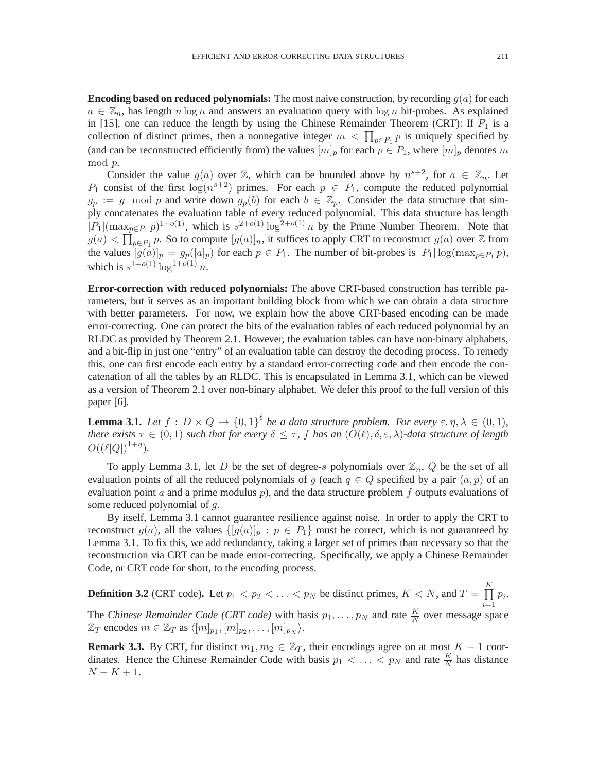**Encoding based on reduced polynomials:** The most naive construction, by recording $g(a)$ for each $a \in \mathbb{Z}_n$, has length $n \log n$ and answers an evaluation query with $\log n$ bit-probes. As explained in [15], one can reduce the length by using the Chinese Remainder Theorem (CRT): If $P_1$ is a collection of distinct primes, then a nonnegative integer $m < \prod_{p \in P_1} p$ is uniquely specified by (and can be reconstructed efficiently from) the values $[m]_p$ for each $p \in P_1$, where $[m]_p$ denotes $m \mod p$.

Consider the value $g(a)$ over $\mathbb{Z}$, which can be bounded above by $n^{s+2}$, for $a \in \mathbb{Z}_n$. Let $P_1$ consist of the first $\log(n^{s+2})$ primes. For each $p \in P_1$, compute the reduced polynomial $g_p := g \mod p$ and write down $g_p(b)$ for each $b \in \mathbb{Z}_p$. Consider the data structure that simply concatenates the evaluation table of every reduced polynomial. This data structure has length $|P_1|(\max_{p \in P_1} p)^{1+o(1)}$, which is $s^{2+o(1)} \log^{2+o(1)} n$ by the Prime Number Theorem. Note that $g(a) < \prod_{p \in P_1} p$. So to compute $[g(a)]_n$, it suffices to apply CRT to reconstruct $g(a)$ over $\mathbb{Z}$ from the values $[g(a)]_p = g_p([a]_p)$ for each $p \in P_1$. The number of bit-probes is $|P_1| \log(\max_{p \in P_1} p)$, which is $s^{1+o(1)} \log^{1+o(1)} n$.

**Error-correction with reduced polynomials:** The above CRT-based construction has terrible parameters, but it serves as an important building block from which we can obtain a data structure with better parameters. For now, we explain how the above CRT-based encoding can be made error-correcting. One can protect the bits of the evaluation tables of each reduced polynomial by an RLDC as provided by Theorem 2.1. However, the evaluation tables can have non-binary alphabets, and a bit-flip in just one "entry" of an evaluation table can destroy the decoding process. To remedy this, one can first encode each entry by a standard error-correcting code and then encode the concatenation of all the tables by an RLDC. This is encapsulated in Lemma 3.1, which can be viewed as a version of Theorem 2.1 over non-binary alphabet. We defer this proof to the full version of this paper [6].

**Lemma 3.1.** *Let $f : D \times Q \to \{0,1\}^\ell$ be a data structure problem. For every $\varepsilon, \eta, \lambda \in (0,1)$, there exists $\tau \in (0,1)$ such that for every $\delta \leq \tau$, $f$ has an $(O(\ell), \delta, \varepsilon, \lambda)$-data structure of length $O((\ell|Q|)^{1+\eta})$.*

To apply Lemma 3.1, let $D$ be the set of degree-$s$ polynomials over $\mathbb{Z}_n$, $Q$ be the set of all evaluation points of all the reduced polynomials of $g$ (each $q \in Q$ specified by a pair $(a, p)$ of an evaluation point $a$ and a prime modulus $p$), and the data structure problem $f$ outputs evaluations of some reduced polynomial of $g$.

By itself, Lemma 3.1 cannot guarantee resilience against noise. In order to apply the CRT to reconstruct $g(a)$, all the values $\{[g(a)]_p : p \in P_1\}$ must be correct, which is not guaranteed by Lemma 3.1. To fix this, we add redundancy, taking a larger set of primes than necessary so that the reconstruction via CRT can be made error-correcting. Specifically, we apply a Chinese Remainder Code, or CRT code for short, to the encoding process.

**Definition 3.2** (CRT code)**.** Let $p_1 < p_2 < \ldots < p_N$ be distinct primes, $K < N$, and $T = \prod_{i=1}^{K} p_i$. The *Chinese Remainder Code (CRT code)* with basis $p_1, \ldots, p_N$ and rate $\frac{K}{N}$ over message space $\mathbb{Z}_T$ encodes $m \in \mathbb{Z}_T$ as $\langle [m]_{p_1}, [m]_{p_2}, \ldots, [m]_{p_N} \rangle$.

**Remark 3.3.** By CRT, for distinct $m_1, m_2 \in \mathbb{Z}_T$, their encodings agree on at most $K - 1$ coordinates. Hence the Chinese Remainder Code with basis $p_1 < \ldots < p_N$ and rate $\frac{K}{N}$ has distance $N - K + 1$.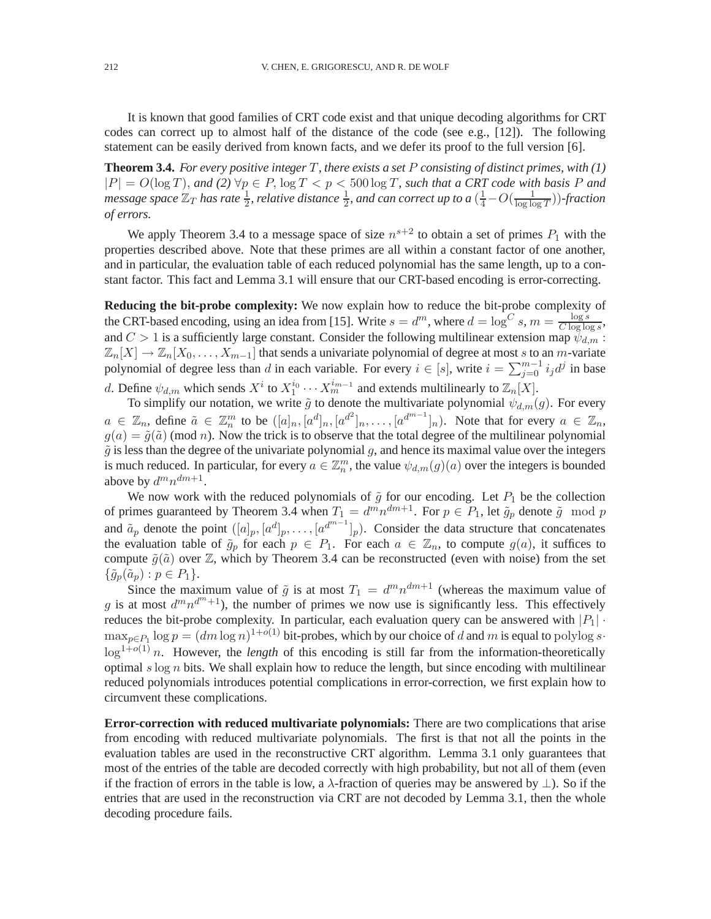It is known that good families of CRT code exist and that unique decoding algorithms for CRT codes can correct up to almost half of the distance of the code (see e.g., [12]). The following statement can be easily derived from known facts, and we defer its proof to the full version [6].

**Theorem 3.4.** *For every positive integer $T$, there exists a set $P$ consisting of distinct primes, with (1) $|P| = O(\log T)$, and (2) $\forall p \in P$, $\log T < p < 500 \log T$, such that a CRT code with basis $P$ and message space $\mathbb{Z}_T$ has rate $\frac{1}{2}$, relative distance $\frac{1}{2}$, and can correct up to a $(\frac{1}{4} - O(\frac{1}{\log \log T}))$-fraction of errors.*

We apply Theorem 3.4 to a message space of size $n^{s+2}$ to obtain a set of primes $P_1$ with the properties described above. Note that these primes are all within a constant factor of one another, and in particular, the evaluation table of each reduced polynomial has the same length, up to a constant factor. This fact and Lemma 3.1 will ensure that our CRT-based encoding is error-correcting.

**Reducing the bit-probe complexity:** We now explain how to reduce the bit-probe complexity of the CRT-based encoding, using an idea from [15]. Write $s = d^m$, where $d = \log^C s$, $m = \frac{\log s}{C \log \log s}$, and $C > 1$ is a sufficiently large constant. Consider the following multilinear extension map $\psi_{d,m} : \mathbb{Z}_n[X] \to \mathbb{Z}_n[X_0, \ldots, X_{m-1}]$ that sends a univariate polynomial of degree at most $s$ to an $m$-variate polynomial of degree less than $d$ in each variable. For every $i \in [s]$, write $i = \sum_{j=0}^{m-1} i_j d^j$ in base $d$. Define $\psi_{d,m}$ which sends $X^i$ to $X_1^{i_0} \cdots X_m^{i_{m-1}}$ and extends multilinearly to $\mathbb{Z}_n[X]$.

To simplify our notation, we write $\tilde{g}$ to denote the multivariate polynomial $\psi_{d,m}(g)$. For every $a \in \mathbb{Z}_n$, define $\tilde{a} \in \mathbb{Z}_n^m$ to be $([a]_n, [a^d]_n, [a^{d^2}]_n, \ldots, [a^{d^{m-1}}]_n)$. Note that for every $a \in \mathbb{Z}_n$, $g(a) = \tilde{g}(\tilde{a})$ (mod $n$). Now the trick is to observe that the total degree of the multilinear polynomial $\tilde{g}$ is less than the degree of the univariate polynomial $g$, and hence its maximal value over the integers is much reduced. In particular, for every $a \in \mathbb{Z}_n^m$, the value $\psi_{d,m}(g)(a)$ over the integers is bounded above by $d^m n^{dm+1}$.

We now work with the reduced polynomials of $\tilde{g}$ for our encoding. Let $P_1$ be the collection of primes guaranteed by Theorem 3.4 when $T_1 = d^m n^{dm+1}$. For $p \in P_1$, let $\tilde{g}_p$ denote $\tilde{g} \mod p$ and $\tilde{a}_p$ denote the point $([a]_p, [a^d]_p, \ldots, [a^{d^{m-1}}]_p)$. Consider the data structure that concatenates the evaluation table of $\tilde{g}_p$ for each $p \in P_1$. For each $a \in \mathbb{Z}_n$, to compute $g(a)$, it suffices to compute $\tilde{g}(\tilde{a})$ over $\mathbb{Z}$, which by Theorem 3.4 can be reconstructed (even with noise) from the set $\{\tilde{g}_p(\tilde{a}_p) : p \in P_1\}$.

Since the maximum value of $\tilde{g}$ is at most $T_1 = d^m n^{dm+1}$ (whereas the maximum value of $g$ is at most $d^m n^{d^m+1}$), the number of primes we now use is significantly less. This effectively reduces the bit-probe complexity. In particular, each evaluation query can be answered with $|P_1| \cdot \max_{p \in P_1} \log p = (dm \log n)^{1+o(1)}$ bit-probes, which by our choice of $d$ and $m$ is equal to $\operatorname{polylog} s \cdot \log^{1+o(1)} n$. However, the *length* of this encoding is still far from the information-theoretically optimal $s \log n$ bits. We shall explain how to reduce the length, but since encoding with multilinear reduced polynomials introduces potential complications in error-correction, we first explain how to circumvent these complications.

**Error-correction with reduced multivariate polynomials:** There are two complications that arise from encoding with reduced multivariate polynomials. The first is that not all the points in the evaluation tables are used in the reconstructive CRT algorithm. Lemma 3.1 only guarantees that most of the entries of the table are decoded correctly with high probability, but not all of them (even if the fraction of errors in the table is low, a $\lambda$-fraction of queries may be answered by $\perp$). So if the entries that are used in the reconstruction via CRT are not decoded by Lemma 3.1, then the whole decoding procedure fails.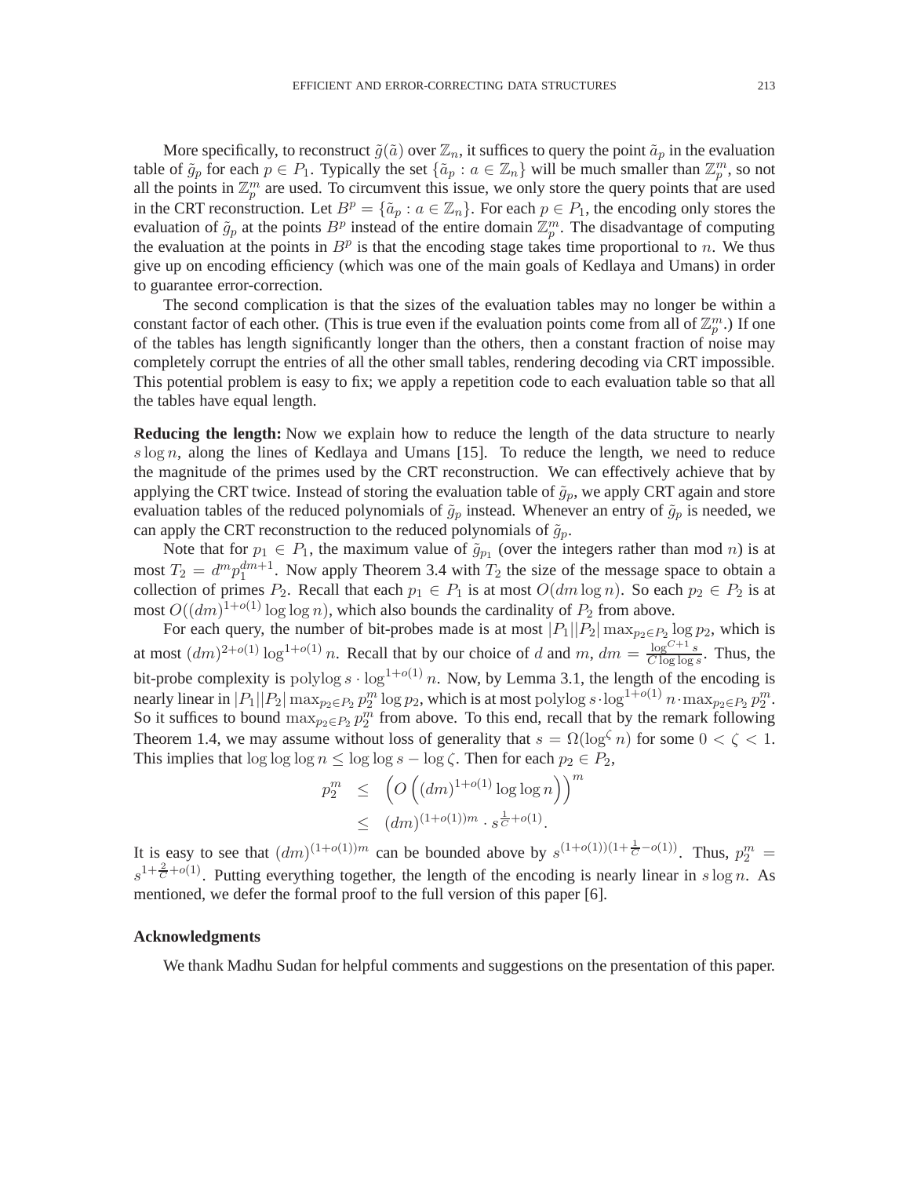More specifically, to reconstruct $\tilde{g}(\tilde{a})$ over $\mathbb{Z}_n$, it suffices to query the point $\tilde{a}_p$ in the evaluation table of $\tilde{g}_p$ for each $p \in P_1$. Typically the set $\{\tilde{a}_p : a \in \mathbb{Z}_n\}$ will be much smaller than $\mathbb{Z}_p^m$, so not all the points in $\mathbb{Z}_p^m$ are used. To circumvent this issue, we only store the query points that are used in the CRT reconstruction. Let $B^p = \{\tilde{a}_p : a \in \mathbb{Z}_n\}$. For each $p \in P_1$, the encoding only stores the evaluation of $\tilde{g}_p$ at the points $B^p$ instead of the entire domain $\mathbb{Z}_p^m$. The disadvantage of computing the evaluation at the points in $B^p$ is that the encoding stage takes time proportional to $n$. We thus give up on encoding efficiency (which was one of the main goals of Kedlaya and Umans) in order to guarantee error-correction.

The second complication is that the sizes of the evaluation tables may no longer be within a constant factor of each other. (This is true even if the evaluation points come from all of $\mathbb{Z}_p^m$.) If one of the tables has length significantly longer than the others, then a constant fraction of noise may completely corrupt the entries of all the other small tables, rendering decoding via CRT impossible. This potential problem is easy to fix; we apply a repetition code to each evaluation table so that all the tables have equal length.

**Reducing the length:** Now we explain how to reduce the length of the data structure to nearly $s \log n$, along the lines of Kedlaya and Umans [15]. To reduce the length, we need to reduce the magnitude of the primes used by the CRT reconstruction. We can effectively achieve that by applying the CRT twice. Instead of storing the evaluation table of $\tilde{g}_p$, we apply CRT again and store evaluation tables of the reduced polynomials of $\tilde{g}_p$ instead. Whenever an entry of $\tilde{g}_p$ is needed, we can apply the CRT reconstruction to the reduced polynomials of $\tilde{g}_p$.

Note that for $p_1 \in P_1$, the maximum value of $\tilde{g}_{p_1}$ (over the integers rather than mod $n$) is at most $T_2 = d^m p_1^{dm+1}$. Now apply Theorem 3.4 with $T_2$ the size of the message space to obtain a collection of primes $P_2$. Recall that each $p_1 \in P_1$ is at most $O(dm \log n)$. So each $p_2 \in P_2$ is at most $O((dm)^{1+o(1)} \log \log n)$, which also bounds the cardinality of $P_2$ from above.

For each query, the number of bit-probes made is at most $|P_1||P_2| \max_{p_2 \in P_2} \log p_2$, which is at most $(dm)^{2+o(1)} \log^{1+o(1)} n$. Recall that by our choice of $d$ and $m$, $dm = \frac{\log^{C+1} s}{C \log \log s}$. Thus, the bit-probe complexity is $\mathrm{polylog}\, s \cdot \log^{1+o(1)} n$. Now, by Lemma 3.1, the length of the encoding is nearly linear in $|P_1||P_2| \max_{p_2 \in P_2} p_2^m \log p_2$, which is at most $\mathrm{polylog}\, s \cdot \log^{1+o(1)} n \cdot \max_{p_2 \in P_2} p_2^m$. So it suffices to bound $\max_{p_2 \in P_2} p_2^m$ from above. To this end, recall that by the remark following Theorem 1.4, we may assume without loss of generality that $s = \Omega(\log^{\zeta} n)$ for some $0 < \zeta < 1$. This implies that $\log \log \log n \le \log \log s - \log \zeta$. Then for each $p_2 \in P_2$,

$$
\begin{aligned}
p_2^m &\le \left(O\left((dm)^{1+o(1)} \log \log n\right)\right)^m \\
&\le (dm)^{(1+o(1))m} \cdot s^{\frac{1}{C}+o(1)}.
\end{aligned}
$$

It is easy to see that $(dm)^{(1+o(1))m}$ can be bounded above by $s^{(1+o(1))(1+\frac{1}{C}-o(1))}$. Thus, $p_2^m = s^{1+\frac{2}{C}+o(1)}$. Putting everything together, the length of the encoding is nearly linear in $s \log n$. As mentioned, we defer the formal proof to the full version of this paper [6].

### Acknowledgments

We thank Madhu Sudan for helpful comments and suggestions on the presentation of this paper.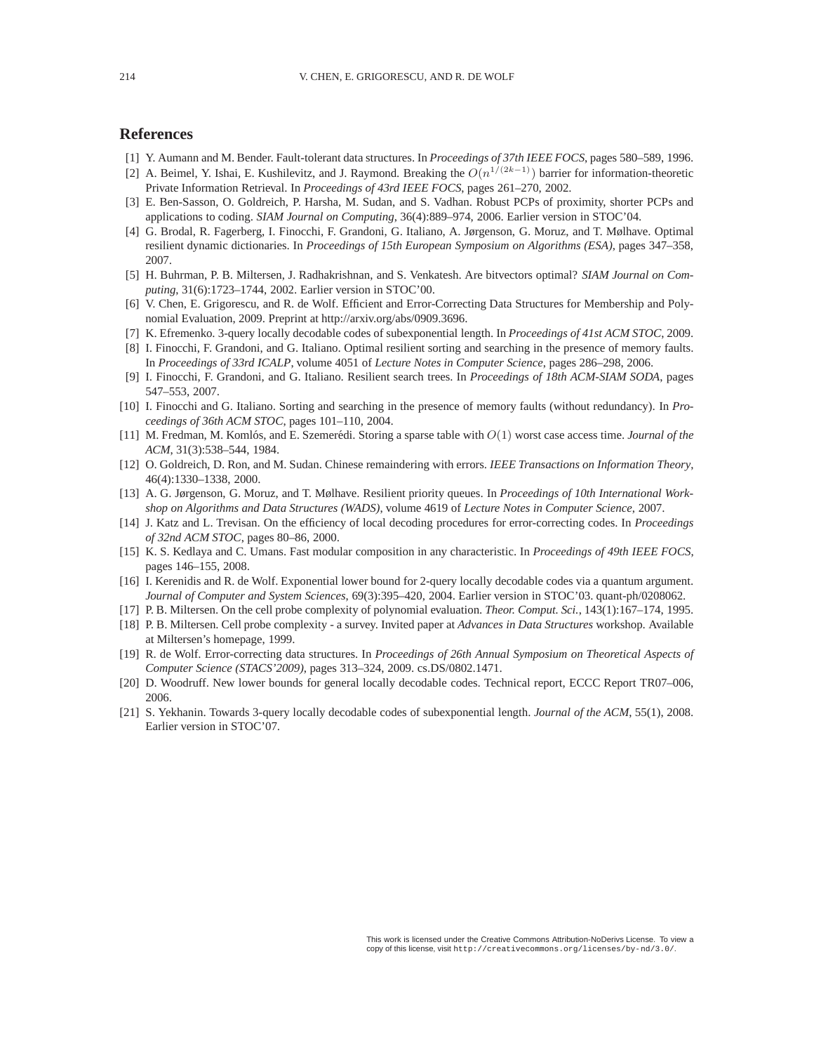## References

[1] Y. Aumann and M. Bender. Fault-tolerant data structures. In *Proceedings of 37th IEEE FOCS*, pages 580–589, 1996.

[2] A. Beimel, Y. Ishai, E. Kushilevitz, and J. Raymond. Breaking the $O(n^{1/(2k-1)})$ barrier for information-theoretic Private Information Retrieval. In *Proceedings of 43rd IEEE FOCS*, pages 261–270, 2002.

[3] E. Ben-Sasson, O. Goldreich, P. Harsha, M. Sudan, and S. Vadhan. Robust PCPs of proximity, shorter PCPs and applications to coding. *SIAM Journal on Computing*, 36(4):889–974, 2006. Earlier version in STOC'04.

[4] G. Brodal, R. Fagerberg, I. Finocchi, F. Grandoni, G. Italiano, A. Jørgenson, G. Moruz, and T. Mølhave. Optimal resilient dynamic dictionaries. In *Proceedings of 15th European Symposium on Algorithms (ESA)*, pages 347–358, 2007.

[5] H. Buhrman, P. B. Miltersen, J. Radhakrishnan, and S. Venkatesh. Are bitvectors optimal? *SIAM Journal on Computing*, 31(6):1723–1744, 2002. Earlier version in STOC'00.

[6] V. Chen, E. Grigorescu, and R. de Wolf. Efficient and Error-Correcting Data Structures for Membership and Polynomial Evaluation, 2009. Preprint at http://arxiv.org/abs/0909.3696.

[7] K. Efremenko. 3-query locally decodable codes of subexponential length. In *Proceedings of 41st ACM STOC*, 2009.

[8] I. Finocchi, F. Grandoni, and G. Italiano. Optimal resilient sorting and searching in the presence of memory faults. In *Proceedings of 33rd ICALP*, volume 4051 of *Lecture Notes in Computer Science*, pages 286–298, 2006.

[9] I. Finocchi, F. Grandoni, and G. Italiano. Resilient search trees. In *Proceedings of 18th ACM-SIAM SODA*, pages 547–553, 2007.

[10] I. Finocchi and G. Italiano. Sorting and searching in the presence of memory faults (without redundancy). In *Proceedings of 36th ACM STOC*, pages 101–110, 2004.

[11] M. Fredman, M. Komlós, and E. Szemerédi. Storing a sparse table with $O(1)$ worst case access time. *Journal of the ACM*, 31(3):538–544, 1984.

[12] O. Goldreich, D. Ron, and M. Sudan. Chinese remaindering with errors. *IEEE Transactions on Information Theory*, 46(4):1330–1338, 2000.

[13] A. G. Jørgenson, G. Moruz, and T. Mølhave. Resilient priority queues. In *Proceedings of 10th International Workshop on Algorithms and Data Structures (WADS)*, volume 4619 of *Lecture Notes in Computer Science*, 2007.

[14] J. Katz and L. Trevisan. On the efficiency of local decoding procedures for error-correcting codes. In *Proceedings of 32nd ACM STOC*, pages 80–86, 2000.

[15] K. S. Kedlaya and C. Umans. Fast modular composition in any characteristic. In *Proceedings of 49th IEEE FOCS*, pages 146–155, 2008.

[16] I. Kerenidis and R. de Wolf. Exponential lower bound for 2-query locally decodable codes via a quantum argument. *Journal of Computer and System Sciences*, 69(3):395–420, 2004. Earlier version in STOC'03. quant-ph/0208062.

[17] P. B. Miltersen. On the cell probe complexity of polynomial evaluation. *Theor. Comput. Sci.*, 143(1):167–174, 1995.

[18] P. B. Miltersen. Cell probe complexity - a survey. Invited paper at *Advances in Data Structures* workshop. Available at Miltersen's homepage, 1999.

[19] R. de Wolf. Error-correcting data structures. In *Proceedings of 26th Annual Symposium on Theoretical Aspects of Computer Science (STACS'2009)*, pages 313–324, 2009. cs.DS/0802.1471.

[20] D. Woodruff. New lower bounds for general locally decodable codes. Technical report, ECCC Report TR07–006, 2006.

[21] S. Yekhanin. Towards 3-query locally decodable codes of subexponential length. *Journal of the ACM*, 55(1), 2008. Earlier version in STOC'07.

This work is licensed under the Creative Commons Attribution-NoDerivs License. To view a copy of this license, visit `http://creativecommons.org/licenses/by-nd/3.0/`.